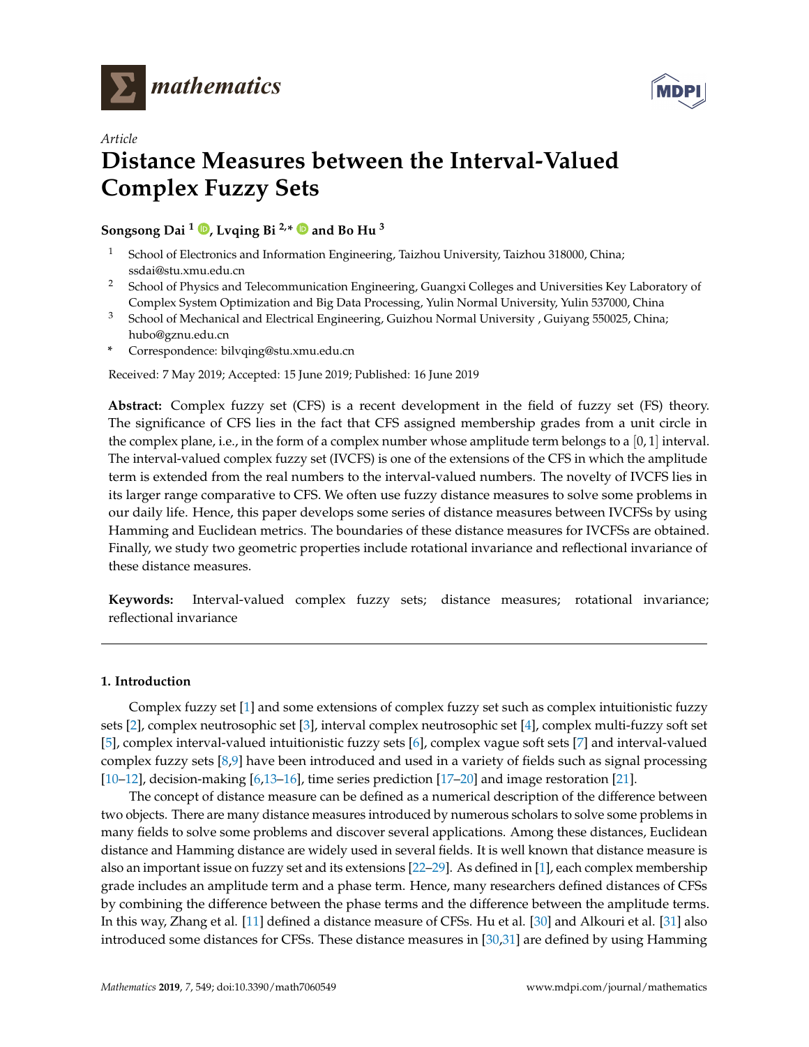*Article*

# Distance Measures between the Interval-Valued Complex Fuzzy Sets

**Songsong Dai [1], Lvqing Bi [2,*] and Bo Hu [3]**

1. School of Electronics and Information Engineering, Taizhou University, Taizhou 318000, China; ssdai@stu.xmu.edu.cn
2. School of Physics and Telecommunication Engineering, Guangxi Colleges and Universities Key Laboratory of Complex System Optimization and Big Data Processing, Yulin Normal University, Yulin 537000, China
3. School of Mechanical and Electrical Engineering, Guizhou Normal University , Guiyang 550025, China; hubo@gznu.edu.cn

\* Correspondence: bilvqing@stu.xmu.edu.cn

Received: 7 May 2019; Accepted: 15 June 2019; Published: 16 June 2019

**Abstract:** Complex fuzzy set (CFS) is a recent development in the field of fuzzy set (FS) theory. The significance of CFS lies in the fact that CFS assigned membership grades from a unit circle in the complex plane, i.e., in the form of a complex number whose amplitude term belongs to a $[0,1]$ interval. The interval-valued complex fuzzy set (IVCFS) is one of the extensions of the CFS in which the amplitude term is extended from the real numbers to the interval-valued numbers. The novelty of IVCFS lies in its larger range comparative to CFS. We often use fuzzy distance measures to solve some problems in our daily life. Hence, this paper develops some series of distance measures between IVCFSs by using Hamming and Euclidean metrics. The boundaries of these distance measures for IVCFSs are obtained. Finally, we study two geometric properties include rotational invariance and reflectional invariance of these distance measures.

**Keywords:** Interval-valued complex fuzzy sets; distance measures; rotational invariance; reflectional invariance

## 1. Introduction

Complex fuzzy set [1] and some extensions of complex fuzzy set such as complex intuitionistic fuzzy sets [2], complex neutrosophic set [3], interval complex neutrosophic set [4], complex multi-fuzzy soft set [5], complex interval-valued intuitionistic fuzzy sets [6], complex vague soft sets [7] and interval-valued complex fuzzy sets [8,9] have been introduced and used in a variety of fields such as signal processing [10–12], decision-making [6,13–16], time series prediction [17–20] and image restoration [21].

The concept of distance measure can be defined as a numerical description of the difference between two objects. There are many distance measures introduced by numerous scholars to solve some problems in many fields to solve some problems and discover several applications. Among these distances, Euclidean distance and Hamming distance are widely used in several fields. It is well known that distance measure is also an important issue on fuzzy set and its extensions [22–29]. As defined in [1], each complex membership grade includes an amplitude term and a phase term. Hence, many researchers defined distances of CFSs by combining the difference between the phase terms and the difference between the amplitude terms. In this way, Zhang et al. [11] defined a distance measure of CFSs. Hu et al. [30] and Alkouri et al. [31] also introduced some distances for CFSs. These distance measures in [30,31] are defined by using Hamming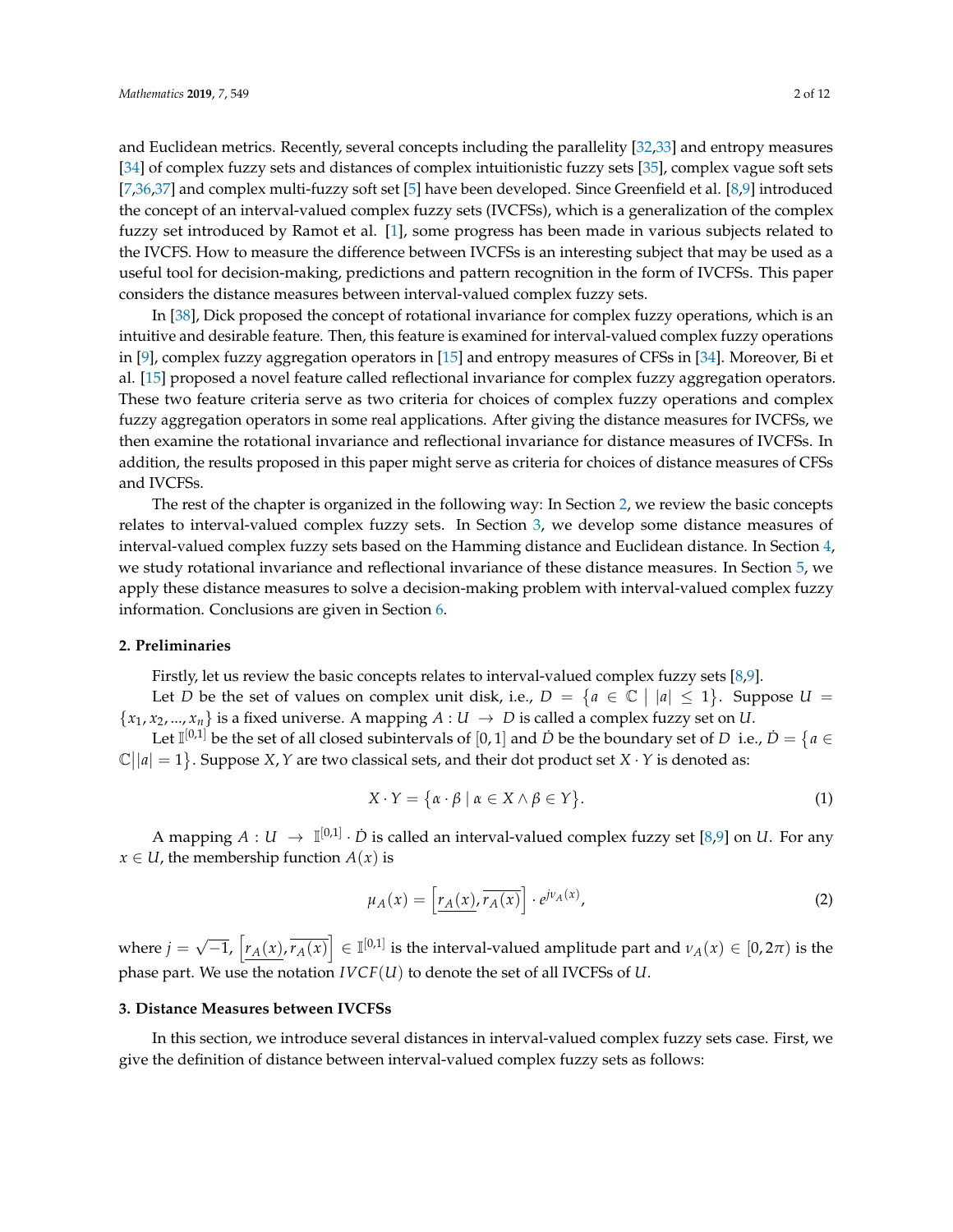and Euclidean metrics. Recently, several concepts including the parallelity [32,33] and entropy measures [34] of complex fuzzy sets and distances of complex intuitionistic fuzzy sets [35], complex vague soft sets [7,36,37] and complex multi-fuzzy soft set [5] have been developed. Since Greenfield et al. [8,9] introduced the concept of an interval-valued complex fuzzy sets (IVCFSs), which is a generalization of the complex fuzzy set introduced by Ramot et al. [1], some progress has been made in various subjects related to the IVCFS. How to measure the difference between IVCFSs is an interesting subject that may be used as a useful tool for decision-making, predictions and pattern recognition in the form of IVCFSs. This paper considers the distance measures between interval-valued complex fuzzy sets.

In [38], Dick proposed the concept of rotational invariance for complex fuzzy operations, which is an intuitive and desirable feature. Then, this feature is examined for interval-valued complex fuzzy operations in [9], complex fuzzy aggregation operators in [15] and entropy measures of CFSs in [34]. Moreover, Bi et al. [15] proposed a novel feature called reflectional invariance for complex fuzzy aggregation operators. These two feature criteria serve as two criteria for choices of complex fuzzy operations and complex fuzzy aggregation operators in some real applications. After giving the distance measures for IVCFSs, we then examine the rotational invariance and reflectional invariance for distance measures of IVCFSs. In addition, the results proposed in this paper might serve as criteria for choices of distance measures of CFSs and IVCFSs.

The rest of the chapter is organized in the following way: In Section 2, we review the basic concepts relates to interval-valued complex fuzzy sets. In Section 3, we develop some distance measures of interval-valued complex fuzzy sets based on the Hamming distance and Euclidean distance. In Section 4, we study rotational invariance and reflectional invariance of these distance measures. In Section 5, we apply these distance measures to solve a decision-making problem with interval-valued complex fuzzy information. Conclusions are given in Section 6.

## 2. Preliminaries

Firstly, let us review the basic concepts relates to interval-valued complex fuzzy sets [8,9].

Let $D$ be the set of values on complex unit disk, i.e., $D = \{a \in \mathbb{C} \mid |a| \leq 1\}$. Suppose $U = \{x_1, x_2, ..., x_n\}$ is a fixed universe. A mapping $A : U \to D$ is called a complex fuzzy set on $U$.

Let $\mathbb{I}^{[0,1]}$ be the set of all closed subintervals of $[0,1]$ and $\dot{D}$ be the boundary set of $D$ i.e., $\dot{D} = \{a \in \mathbb{C} | |a| = 1\}$. Suppose $X, Y$ are two classical sets, and their dot product set $X \cdot Y$ is denoted as:

$$X \cdot Y = \{\alpha \cdot \beta \mid \alpha \in X \wedge \beta \in Y\}. \tag{1}$$

A mapping $A : U \to \mathbb{I}^{[0,1]} \cdot \dot{D}$ is called an interval-valued complex fuzzy set [8,9] on $U$. For any $x \in U$, the membership function $A(x)$ is

$$\mu_A(x) = \left[\underline{r_A(x)}, \overline{r_A(x)}\right] \cdot e^{j\nu_A(x)}, \tag{2}$$

where $j = \sqrt{-1}$, $\left[\underline{r_A(x)}, \overline{r_A(x)}\right] \in \mathbb{I}^{[0,1]}$ is the interval-valued amplitude part and $\nu_A(x) \in [0, 2\pi)$ is the phase part. We use the notation $IVCF(U)$ to denote the set of all IVCFSs of $U$.

## 3. Distance Measures between IVCFSs

In this section, we introduce several distances in interval-valued complex fuzzy sets case. First, we give the definition of distance between interval-valued complex fuzzy sets as follows: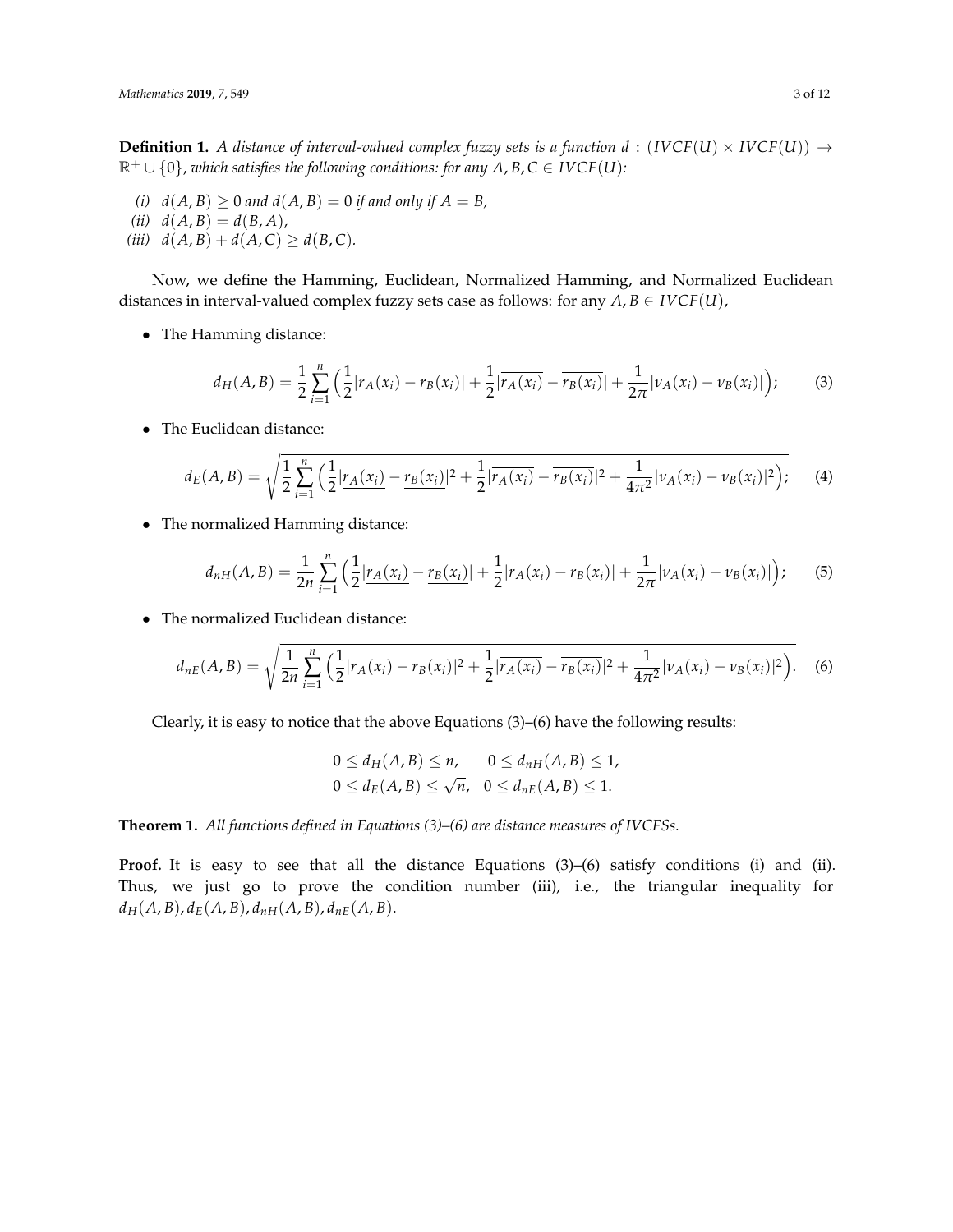**Definition 1.** *A distance of interval-valued complex fuzzy sets is a function $d : (IVCF(U) \times IVCF(U)) \rightarrow \mathbb{R}^+ \cup \{0\}$, which satisfies the following conditions: for any $A, B, C \in IVCF(U)$:*

*(i)* $d(A, B) \geq 0$ *and* $d(A, B) = 0$ *if and only if* $A = B$*,*
*(ii)* $d(A, B) = d(B, A)$*,*
*(iii)* $d(A, B) + d(A, C) \geq d(B, C)$*.*

Now, we define the Hamming, Euclidean, Normalized Hamming, and Normalized Euclidean distances in interval-valued complex fuzzy sets case as follows: for any $A, B \in IVCF(U)$,

- The Hamming distance:

$$d_H(A, B) = \frac{1}{2}\sum_{i=1}^{n}\Big(\frac{1}{2}|\underline{r_A(x_i)} - \underline{r_B(x_i)}| + \frac{1}{2}|\overline{r_A(x_i)} - \overline{r_B(x_i)}| + \frac{1}{2\pi}|\nu_A(x_i) - \nu_B(x_i)|\Big); \quad (3)$$

- The Euclidean distance:

$$d_E(A, B) = \sqrt{\frac{1}{2}\sum_{i=1}^{n}\Big(\frac{1}{2}|\underline{r_A(x_i)} - \underline{r_B(x_i)}|^2 + \frac{1}{2}|\overline{r_A(x_i)} - \overline{r_B(x_i)}|^2 + \frac{1}{4\pi^2}|\nu_A(x_i) - \nu_B(x_i)|^2\Big)}; \quad (4)$$

- The normalized Hamming distance:

$$d_{nH}(A, B) = \frac{1}{2n}\sum_{i=1}^{n}\Big(\frac{1}{2}|\underline{r_A(x_i)} - \underline{r_B(x_i)}| + \frac{1}{2}|\overline{r_A(x_i)} - \overline{r_B(x_i)}| + \frac{1}{2\pi}|\nu_A(x_i) - \nu_B(x_i)|\Big); \quad (5)$$

- The normalized Euclidean distance:

$$d_{nE}(A, B) = \sqrt{\frac{1}{2n}\sum_{i=1}^{n}\Big(\frac{1}{2}|\underline{r_A(x_i)} - \underline{r_B(x_i)}|^2 + \frac{1}{2}|\overline{r_A(x_i)} - \overline{r_B(x_i)}|^2 + \frac{1}{4\pi^2}|\nu_A(x_i) - \nu_B(x_i)|^2\Big)}. \quad (6)$$

Clearly, it is easy to notice that the above Equations (3)–(6) have the following results:

$$0 \leq d_H(A, B) \leq n, \quad 0 \leq d_{nH}(A, B) \leq 1,$$
$$0 \leq d_E(A, B) \leq \sqrt{n}, \quad 0 \leq d_{nE}(A, B) \leq 1.$$

**Theorem 1.** *All functions defined in Equations (3)–(6) are distance measures of IVCFSs.*

**Proof.** It is easy to see that all the distance Equations (3)–(6) satisfy conditions (i) and (ii). Thus, we just go to prove the condition number (iii), i.e., the triangular inequality for $d_H(A, B), d_E(A, B), d_{nH}(A, B), d_{nE}(A, B)$.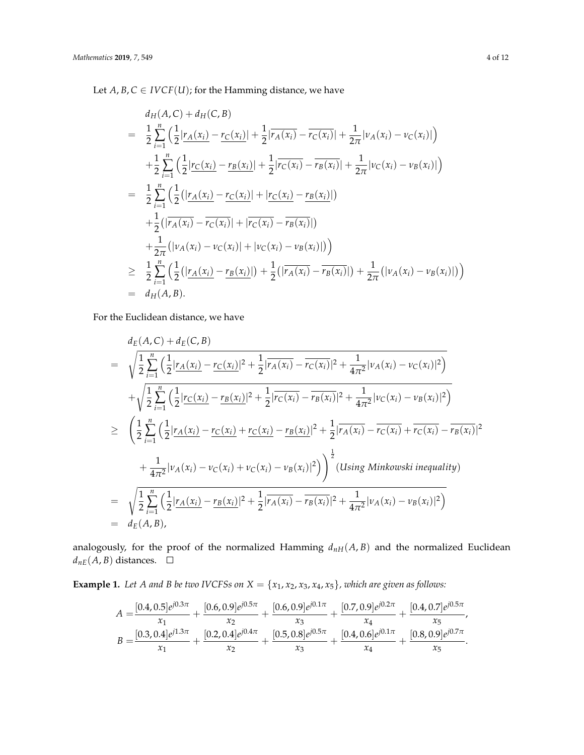Let $A, B, C \in IVCF(U)$; for the Hamming distance, we have

$$
\begin{aligned}
& d_H(A,C) + d_H(C,B) \\
= \quad & \frac{1}{2}\sum_{i=1}^{n}\Big(\frac{1}{2}|\underline{r_A(x_i)} - \underline{r_C(x_i)}| + \frac{1}{2}|\overline{r_A(x_i)} - \overline{r_C(x_i)}| + \frac{1}{2\pi}|\nu_A(x_i) - \nu_C(x_i)|\Big) \\
& + \frac{1}{2}\sum_{i=1}^{n}\Big(\frac{1}{2}|\underline{r_C(x_i)} - \underline{r_B(x_i)}| + \frac{1}{2}|\overline{r_C(x_i)} - \overline{r_B(x_i)}| + \frac{1}{2\pi}|\nu_C(x_i) - \nu_B(x_i)|\Big) \\
= \quad & \frac{1}{2}\sum_{i=1}^{n}\Big(\frac{1}{2}\big(|\underline{r_A(x_i)} - \underline{r_C(x_i)}| + |\underline{r_C(x_i)} - \underline{r_B(x_i)}|\big) \\
& + \frac{1}{2}\big(|\overline{r_A(x_i)} - \overline{r_C(x_i)}| + |\overline{r_C(x_i)} - \overline{r_B(x_i)}|\big) \\
& + \frac{1}{2\pi}\big(|\nu_A(x_i) - \nu_C(x_i)| + |\nu_C(x_i) - \nu_B(x_i)|\big)\Big) \\
\geq \quad & \frac{1}{2}\sum_{i=1}^{n}\Big(\frac{1}{2}\big(|\underline{r_A(x_i)} - \underline{r_B(x_i)}|\big) + \frac{1}{2}\big(|\overline{r_A(x_i)} - \overline{r_B(x_i)}|\big) + \frac{1}{2\pi}\big(|\nu_A(x_i) - \nu_B(x_i)|\big)\Big) \\
= \quad & d_H(A,B).
\end{aligned}
$$

For the Euclidean distance, we have

$$
\begin{aligned}
& d_E(A,C) + d_E(C,B) \\
= \quad & \sqrt{\frac{1}{2}\sum_{i=1}^{n}\Big(\frac{1}{2}|\underline{r_A(x_i)} - \underline{r_C(x_i)}|^2 + \frac{1}{2}|\overline{r_A(x_i)} - \overline{r_C(x_i)}|^2 + \frac{1}{4\pi^2}|\nu_A(x_i) - \nu_C(x_i)|^2\Big)} \\
& + \sqrt{\frac{1}{2}\sum_{i=1}^{n}\Big(\frac{1}{2}|\underline{r_C(x_i)} - \underline{r_B(x_i)}|^2 + \frac{1}{2}|\overline{r_C(x_i)} - \overline{r_B(x_i)}|^2 + \frac{1}{4\pi^2}|\nu_C(x_i) - \nu_B(x_i)|^2\Big)} \\
\geq \quad & \Bigg(\frac{1}{2}\sum_{i=1}^{n}\Big(\frac{1}{2}|\underline{r_A(x_i)} - \underline{r_C(x_i)} + \underline{r_C(x_i)} - \underline{r_B(x_i)}|^2 + \frac{1}{2}|\overline{r_A(x_i)} - \overline{r_C(x_i)} + \overline{r_C(x_i)} - \overline{r_B(x_i)}|^2 \\
& + \frac{1}{4\pi^2}|\nu_A(x_i) - \nu_C(x_i) + \nu_C(x_i) - \nu_B(x_i)|^2\Big)\Bigg)^{\frac{1}{2}} \text{(Using Minkowski inequality)} \\
= \quad & \sqrt{\frac{1}{2}\sum_{i=1}^{n}\Big(\frac{1}{2}|\underline{r_A(x_i)} - \underline{r_B(x_i)}|^2 + \frac{1}{2}|\overline{r_A(x_i)} - \overline{r_B(x_i)}|^2 + \frac{1}{4\pi^2}|\nu_A(x_i) - \nu_B(x_i)|^2\Big)} \\
= \quad & d_E(A,B),
\end{aligned}
$$

analogously, for the proof of the normalized Hamming $d_{nH}(A,B)$ and the normalized Euclidean $d_{nE}(A,B)$ distances. □

**Example 1.** *Let A and B be two IVCFSs on $X = \{x_1, x_2, x_3, x_4, x_5\}$, which are given as follows:*

$$
\begin{aligned}
A = & \frac{[0.4, 0.5]e^{j0.3\pi}}{x_1} + \frac{[0.6, 0.9]e^{j0.5\pi}}{x_2} + \frac{[0.6, 0.9]e^{j0.1\pi}}{x_3} + \frac{[0.7, 0.9]e^{j0.2\pi}}{x_4} + \frac{[0.4, 0.7]e^{j0.5\pi}}{x_5}, \\
B = & \frac{[0.3, 0.4]e^{j1.3\pi}}{x_1} + \frac{[0.2, 0.4]e^{j0.4\pi}}{x_2} + \frac{[0.5, 0.8]e^{j0.5\pi}}{x_3} + \frac{[0.4, 0.6]e^{j0.1\pi}}{x_4} + \frac{[0.8, 0.9]e^{j0.7\pi}}{x_5}.
\end{aligned}
$$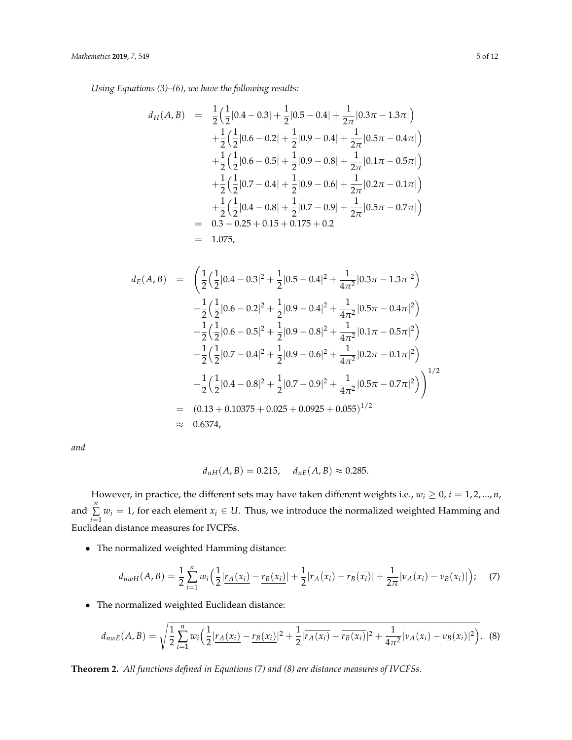*Using Equations (3)–(6), we have the following results:*

$$
\begin{aligned}
d_H(A,B) &= \frac{1}{2}\Big(\frac{1}{2}|0.4-0.3| + \frac{1}{2}|0.5-0.4| + \frac{1}{2\pi}|0.3\pi - 1.3\pi|\Big) \\
&\quad + \frac{1}{2}\Big(\frac{1}{2}|0.6-0.2| + \frac{1}{2}|0.9-0.4| + \frac{1}{2\pi}|0.5\pi - 0.4\pi|\Big) \\
&\quad + \frac{1}{2}\Big(\frac{1}{2}|0.6-0.5| + \frac{1}{2}|0.9-0.8| + \frac{1}{2\pi}|0.1\pi - 0.5\pi|\Big) \\
&\quad + \frac{1}{2}\Big(\frac{1}{2}|0.7-0.4| + \frac{1}{2}|0.9-0.6| + \frac{1}{2\pi}|0.2\pi - 0.1\pi|\Big) \\
&\quad + \frac{1}{2}\Big(\frac{1}{2}|0.4-0.8| + \frac{1}{2}|0.7-0.9| + \frac{1}{2\pi}|0.5\pi - 0.7\pi|\Big) \\
&= 0.3 + 0.25 + 0.15 + 0.175 + 0.2 \\
&= 1.075,
\end{aligned}
$$

$$
\begin{aligned}
d_E(A,B) &= \Bigg(\frac{1}{2}\Big(\frac{1}{2}|0.4-0.3|^2 + \frac{1}{2}|0.5-0.4|^2 + \frac{1}{4\pi^2}|0.3\pi - 1.3\pi|^2\Big) \\
&\quad + \frac{1}{2}\Big(\frac{1}{2}|0.6-0.2|^2 + \frac{1}{2}|0.9-0.4|^2 + \frac{1}{4\pi^2}|0.5\pi - 0.4\pi|^2\Big) \\
&\quad + \frac{1}{2}\Big(\frac{1}{2}|0.6-0.5|^2 + \frac{1}{2}|0.9-0.8|^2 + \frac{1}{4\pi^2}|0.1\pi - 0.5\pi|^2\Big) \\
&\quad + \frac{1}{2}\Big(\frac{1}{2}|0.7-0.4|^2 + \frac{1}{2}|0.9-0.6|^2 + \frac{1}{4\pi^2}|0.2\pi - 0.1\pi|^2\Big) \\
&\quad + \frac{1}{2}\Big(\frac{1}{2}|0.4-0.8|^2 + \frac{1}{2}|0.7-0.9|^2 + \frac{1}{4\pi^2}|0.5\pi - 0.7\pi|^2\Big)\Bigg)^{1/2} \\
&= (0.13 + 0.10375 + 0.025 + 0.0925 + 0.055)^{1/2} \\
&\approx 0.6374,
\end{aligned}
$$

*and*

$$
d_{nH}(A,B) = 0.215, \quad d_{nE}(A,B) \approx 0.285.
$$

However, in practice, the different sets may have taken different weights i.e., $w_i \geq 0$, $i = 1, 2, ..., n$, and $\sum_{i=1}^{n} w_i = 1$, for each element $x_i \in U$. Thus, we introduce the normalized weighted Hamming and Euclidean distance measures for IVCFSs.

- The normalized weighted Hamming distance:

$$
d_{nwH}(A,B) = \frac{1}{2}\sum_{i=1}^{n} w_i\Big(\frac{1}{2}|\underline{r_A(x_i)} - \underline{r_B(x_i)}| + \frac{1}{2}|\overline{r_A(x_i)} - \overline{r_B(x_i)}| + \frac{1}{2\pi}|\nu_A(x_i) - \nu_B(x_i)|\Big); \quad (7)
$$

- The normalized weighted Euclidean distance:

$$
d_{nwE}(A,B) = \sqrt{\frac{1}{2}\sum_{i=1}^{n} w_i\Big(\frac{1}{2}|\underline{r_A(x_i)} - \underline{r_B(x_i)}|^2 + \frac{1}{2}|\overline{r_A(x_i)} - \overline{r_B(x_i)}|^2 + \frac{1}{4\pi^2}|\nu_A(x_i) - \nu_B(x_i)|^2\Big)}. \quad (8)
$$

**Theorem 2.** *All functions defined in Equations (7) and (8) are distance measures of IVCFSs.*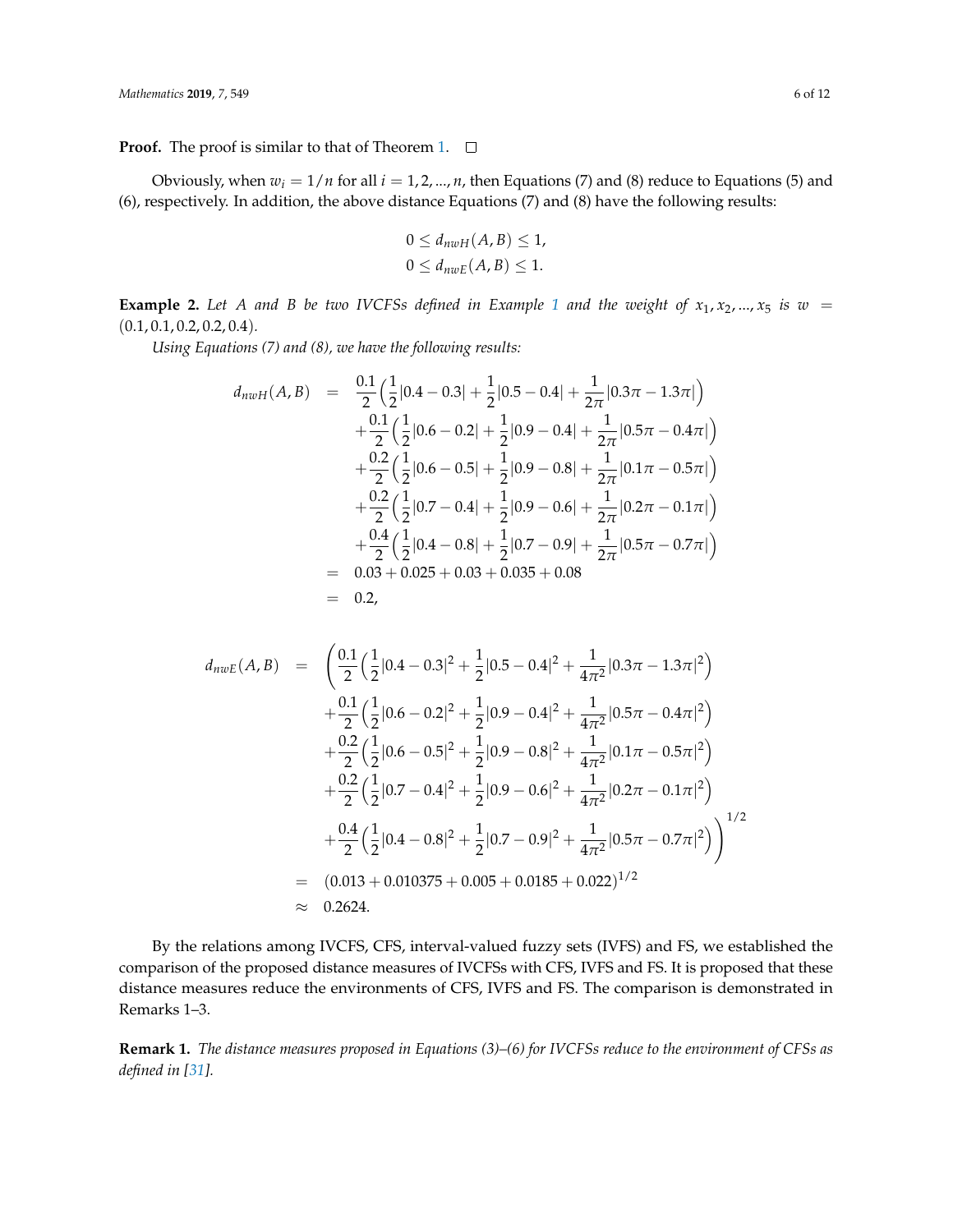**Proof.** The proof is similar to that of Theorem 1. $\square$

Obviously, when $w_i = 1/n$ for all $i = 1, 2, ..., n$, then Equations (7) and (8) reduce to Equations (5) and (6), respectively. In addition, the above distance Equations (7) and (8) have the following results:

$$
\begin{aligned}
0 \leq d_{nwH}(A, B) \leq 1, \\
0 \leq d_{nwE}(A, B) \leq 1.
\end{aligned}
$$

**Example 2.** *Let $A$ and $B$ be two IVCFSs defined in Example 1 and the weight of $x_1, x_2, ..., x_5$ is $w = (0.1, 0.1, 0.2, 0.2, 0.4)$.*

*Using Equations (7) and (8), we have the following results:*

$$
\begin{aligned}
d_{nwH}(A, B) &= \frac{0.1}{2}\Big(\frac{1}{2}|0.4 - 0.3| + \frac{1}{2}|0.5 - 0.4| + \frac{1}{2\pi}|0.3\pi - 1.3\pi|\Big) \\
&\quad + \frac{0.1}{2}\Big(\frac{1}{2}|0.6 - 0.2| + \frac{1}{2}|0.9 - 0.4| + \frac{1}{2\pi}|0.5\pi - 0.4\pi|\Big) \\
&\quad + \frac{0.2}{2}\Big(\frac{1}{2}|0.6 - 0.5| + \frac{1}{2}|0.9 - 0.8| + \frac{1}{2\pi}|0.1\pi - 0.5\pi|\Big) \\
&\quad + \frac{0.2}{2}\Big(\frac{1}{2}|0.7 - 0.4| + \frac{1}{2}|0.9 - 0.6| + \frac{1}{2\pi}|0.2\pi - 0.1\pi|\Big) \\
&\quad + \frac{0.4}{2}\Big(\frac{1}{2}|0.4 - 0.8| + \frac{1}{2}|0.7 - 0.9| + \frac{1}{2\pi}|0.5\pi - 0.7\pi|\Big) \\
&= 0.03 + 0.025 + 0.03 + 0.035 + 0.08 \\
&= 0.2,
\end{aligned}
$$

$$
\begin{aligned}
d_{nwE}(A, B) &= \Bigg(\frac{0.1}{2}\Big(\frac{1}{2}|0.4 - 0.3|^2 + \frac{1}{2}|0.5 - 0.4|^2 + \frac{1}{4\pi^2}|0.3\pi - 1.3\pi|^2\Big) \\
&\quad + \frac{0.1}{2}\Big(\frac{1}{2}|0.6 - 0.2|^2 + \frac{1}{2}|0.9 - 0.4|^2 + \frac{1}{4\pi^2}|0.5\pi - 0.4\pi|^2\Big) \\
&\quad + \frac{0.2}{2}\Big(\frac{1}{2}|0.6 - 0.5|^2 + \frac{1}{2}|0.9 - 0.8|^2 + \frac{1}{4\pi^2}|0.1\pi - 0.5\pi|^2\Big) \\
&\quad + \frac{0.2}{2}\Big(\frac{1}{2}|0.7 - 0.4|^2 + \frac{1}{2}|0.9 - 0.6|^2 + \frac{1}{4\pi^2}|0.2\pi - 0.1\pi|^2\Big) \\
&\quad + \frac{0.4}{2}\Big(\frac{1}{2}|0.4 - 0.8|^2 + \frac{1}{2}|0.7 - 0.9|^2 + \frac{1}{4\pi^2}|0.5\pi - 0.7\pi|^2\Big)\Bigg)^{1/2} \\
&= (0.013 + 0.010375 + 0.005 + 0.0185 + 0.022)^{1/2} \\
&\approx 0.2624.
\end{aligned}
$$

By the relations among IVCFS, CFS, interval-valued fuzzy sets (IVFS) and FS, we established the comparison of the proposed distance measures of IVCFSs with CFS, IVFS and FS. It is proposed that these distance measures reduce the environments of CFS, IVFS and FS. The comparison is demonstrated in Remarks 1–3.

**Remark 1.** *The distance measures proposed in Equations (3)–(6) for IVCFSs reduce to the environment of CFSs as defined in [31].*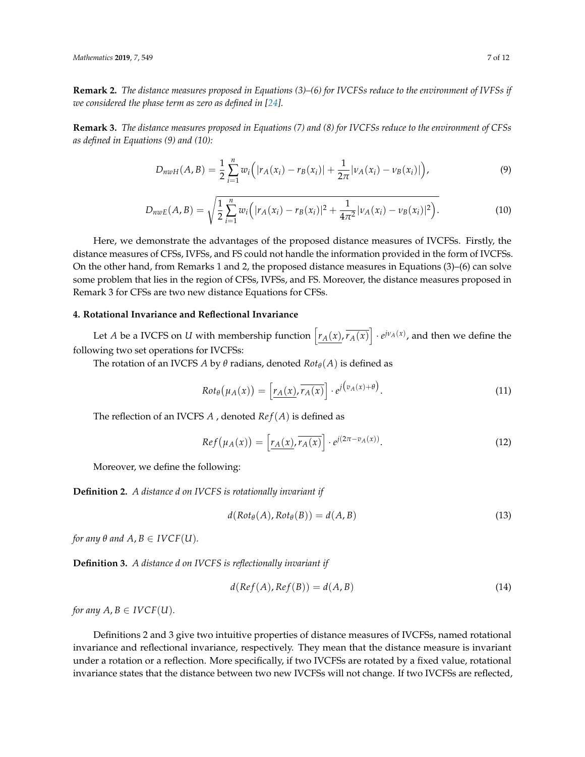**Remark 2.** *The distance measures proposed in Equations (3)–(6) for IVCFSs reduce to the environment of IVFSs if we considered the phase term as zero as defined in [24].*

**Remark 3.** *The distance measures proposed in Equations (7) and (8) for IVCFSs reduce to the environment of CFSs as defined in Equations (9) and (10):*

$$D_{nwH}(A,B) = \frac{1}{2}\sum_{i=1}^{n} w_i\Big(|r_A(x_i) - r_B(x_i)| + \frac{1}{2\pi}|\nu_A(x_i) - \nu_B(x_i)|\Big), \tag{9}$$

$$D_{nwE}(A,B) = \sqrt{\frac{1}{2}\sum_{i=1}^{n} w_i\Big(|r_A(x_i) - r_B(x_i)|^2 + \frac{1}{4\pi^2}|\nu_A(x_i) - \nu_B(x_i)|^2\Big)}. \tag{10}$$

Here, we demonstrate the advantages of the proposed distance measures of IVCFSs. Firstly, the distance measures of CFSs, IVFSs, and FS could not handle the information provided in the form of IVCFSs. On the other hand, from Remarks 1 and 2, the proposed distance measures in Equations (3)–(6) can solve some problem that lies in the region of CFSs, IVFSs, and FS. Moreover, the distance measures proposed in Remark 3 for CFSs are two new distance Equations for CFSs.

## 4. Rotational Invariance and Reflectional Invariance

Let $A$ be a IVCFS on $U$ with membership function $\left[\underline{r_A(x)}, \overline{r_A(x)}\right] \cdot e^{j\nu_A(x)}$, and then we define the following two set operations for IVCFSs:

The rotation of an IVCFS $A$ by $\theta$ radians, denoted $Rot_\theta(A)$ is defined as

$$Rot_\theta(\mu_A(x)) = \left[\underline{r_A(x)}, \overline{r_A(x)}\right] \cdot e^{j\left(v_A(x)+\theta\right)}. \tag{11}$$

The reflection of an IVCFS $A$ , denoted $Ref(A)$ is defined as

$$Ref(\mu_A(x)) = \left[\underline{r_A(x)}, \overline{r_A(x)}\right] \cdot e^{j(2\pi - v_A(x))}. \tag{12}$$

Moreover, we define the following:

**Definition 2.** *A distance $d$ on IVCFS is rotationally invariant if*

$$d(Rot_\theta(A), Rot_\theta(B)) = d(A,B) \tag{13}$$

*for any $\theta$ and $A, B \in IVCF(U)$.*

**Definition 3.** *A distance $d$ on IVCFS is reflectionally invariant if*

$$d(Ref(A), Ref(B)) = d(A,B) \tag{14}$$

*for any $A, B \in IVCF(U)$.*

Definitions 2 and 3 give two intuitive properties of distance measures of IVCFSs, named rotational invariance and reflectional invariance, respectively. They mean that the distance measure is invariant under a rotation or a reflection. More specifically, if two IVCFSs are rotated by a fixed value, rotational invariance states that the distance between two new IVCFSs will not change. If two IVCFSs are reflected,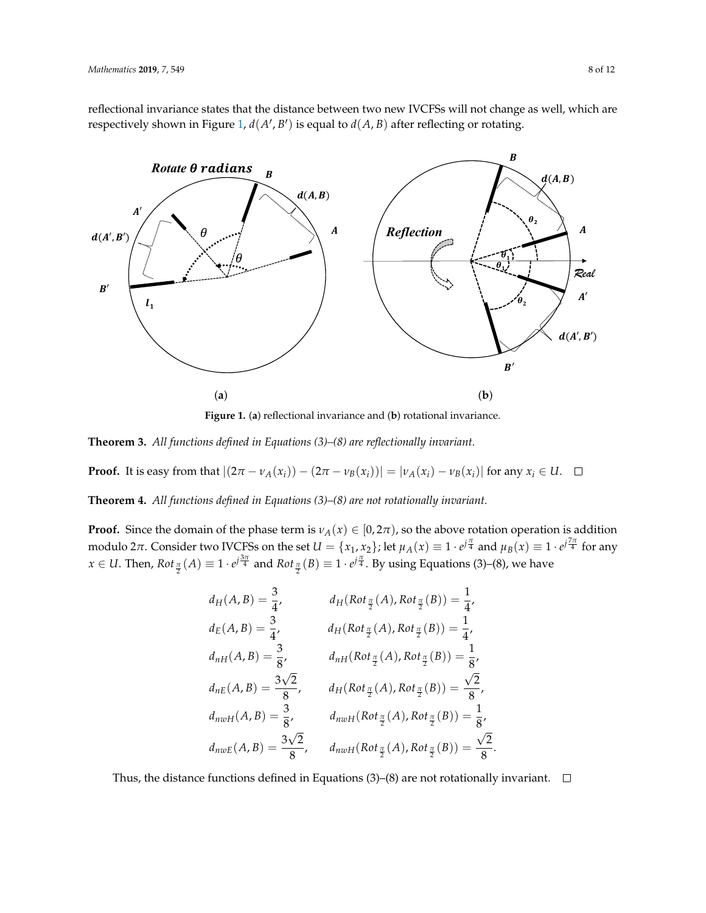reflectional invariance states that the distance between two new IVCFSs will not change as well, which are respectively shown in Figure 1, $d(A', B')$ is equal to $d(A, B)$ after reflecting or rotating.

**Figure 1.** (**a**) reflectional invariance and (**b**) rotational invariance.

**Theorem 3.** *All functions defined in Equations (3)–(8) are reflectionally invariant.*

**Proof.** It is easy from that $|(2\pi - \nu_A(x_i)) - (2\pi - \nu_B(x_i))| = |\nu_A(x_i) - \nu_B(x_i)|$ for any $x_i \in U$. □

**Theorem 4.** *All functions defined in Equations (3)–(8) are not rotationally invariant.*

**Proof.** Since the domain of the phase term is $\nu_A(x) \in [0, 2\pi)$, so the above rotation operation is addition modulo $2\pi$. Consider two IVCFSs on the set $U = \{x_1, x_2\}$; let $\mu_A(x) \equiv 1 \cdot e^{j\frac{\pi}{4}}$ and $\mu_B(x) \equiv 1 \cdot e^{j\frac{7\pi}{4}}$ for any $x \in U$. Then, $Rot_{\frac{\pi}{2}}(A) \equiv 1 \cdot e^{j\frac{3\pi}{4}}$ and $Rot_{\frac{\pi}{2}}(B) \equiv 1 \cdot e^{j\frac{\pi}{4}}$. By using Equations (3)–(8), we have

$$
\begin{aligned}
d_H(A, B) &= \frac{3}{4}, & d_H(Rot_{\frac{\pi}{2}}(A), Rot_{\frac{\pi}{2}}(B)) &= \frac{1}{4}, \\
d_E(A, B) &= \frac{3}{4}, & d_H(Rot_{\frac{\pi}{2}}(A), Rot_{\frac{\pi}{2}}(B)) &= \frac{1}{4}, \\
d_{nH}(A, B) &= \frac{3}{8}, & d_{nH}(Rot_{\frac{\pi}{2}}(A), Rot_{\frac{\pi}{2}}(B)) &= \frac{1}{8}, \\
d_{nE}(A, B) &= \frac{3\sqrt{2}}{8}, & d_H(Rot_{\frac{\pi}{2}}(A), Rot_{\frac{\pi}{2}}(B)) &= \frac{\sqrt{2}}{8}, \\
d_{nwH}(A, B) &= \frac{3}{8}, & d_{nwH}(Rot_{\frac{\pi}{2}}(A), Rot_{\frac{\pi}{2}}(B)) &= \frac{1}{8}, \\
d_{nwE}(A, B) &= \frac{3\sqrt{2}}{8}, & d_{nwH}(Rot_{\frac{\pi}{2}}(A), Rot_{\frac{\pi}{2}}(B)) &= \frac{\sqrt{2}}{8}.
\end{aligned}
$$

Thus, the distance functions defined in Equations (3)–(8) are not rotationally invariant. □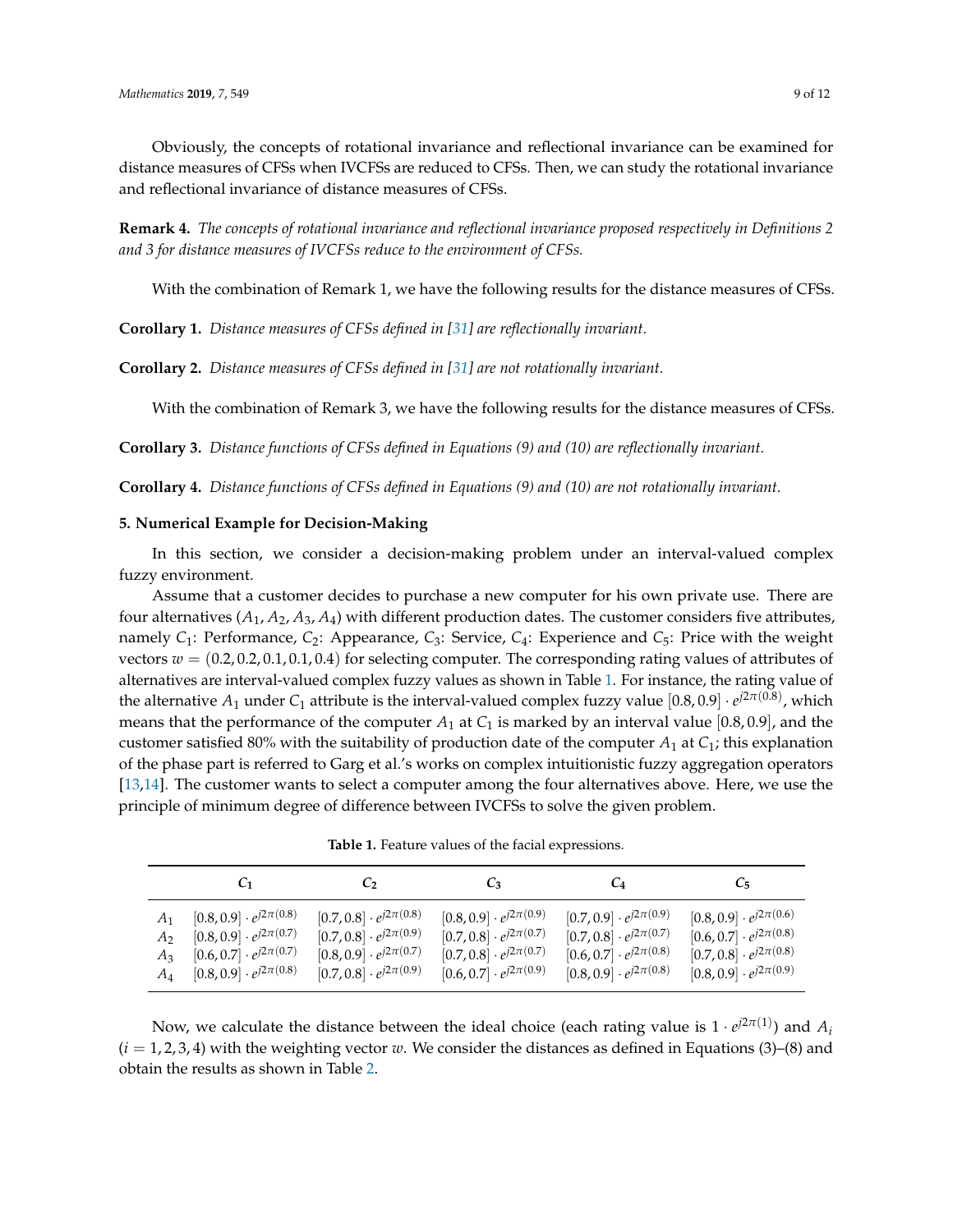Obviously, the concepts of rotational invariance and reflectional invariance can be examined for distance measures of CFSs when IVCFSs are reduced to CFSs. Then, we can study the rotational invariance and reflectional invariance of distance measures of CFSs.

**Remark 4.** *The concepts of rotational invariance and reflectional invariance proposed respectively in Definitions 2 and 3 for distance measures of IVCFSs reduce to the environment of CFSs.*

With the combination of Remark 1, we have the following results for the distance measures of CFSs.

**Corollary 1.** *Distance measures of CFSs defined in [31] are reflectionally invariant.*

**Corollary 2.** *Distance measures of CFSs defined in [31] are not rotationally invariant.*

With the combination of Remark 3, we have the following results for the distance measures of CFSs.

**Corollary 3.** *Distance functions of CFSs defined in Equations (9) and (10) are reflectionally invariant.*

**Corollary 4.** *Distance functions of CFSs defined in Equations (9) and (10) are not rotationally invariant.*

## 5. Numerical Example for Decision-Making

In this section, we consider a decision-making problem under an interval-valued complex fuzzy environment.

Assume that a customer decides to purchase a new computer for his own private use. There are four alternatives ($A_1$, $A_2$, $A_3$, $A_4$) with different production dates. The customer considers five attributes, namely $C_1$: Performance, $C_2$: Appearance, $C_3$: Service, $C_4$: Experience and $C_5$: Price with the weight vectors $w = (0.2, 0.2, 0.1, 0.1, 0.4)$ for selecting computer. The corresponding rating values of attributes of alternatives are interval-valued complex fuzzy values as shown in Table 1. For instance, the rating value of the alternative $A_1$ under $C_1$ attribute is the interval-valued complex fuzzy value $[0.8, 0.9] \cdot e^{j2\pi(0.8)}$, which means that the performance of the computer $A_1$ at $C_1$ is marked by an interval value $[0.8, 0.9]$, and the customer satisfied 80% with the suitability of production date of the computer $A_1$ at $C_1$; this explanation of the phase part is referred to Garg et al.'s works on complex intuitionistic fuzzy aggregation operators [13,14]. The customer wants to select a computer among the four alternatives above. Here, we use the principle of minimum degree of difference between IVCFSs to solve the given problem.

**Table 1.** Feature values of the facial expressions.

| | $C_1$ | $C_2$ | $C_3$ | $C_4$ | $C_5$ |
|---|---|---|---|---|---|
| $A_1$ | $[0.8, 0.9] \cdot e^{j2\pi(0.8)}$ | $[0.7, 0.8] \cdot e^{j2\pi(0.8)}$ | $[0.8, 0.9] \cdot e^{j2\pi(0.9)}$ | $[0.7, 0.9] \cdot e^{j2\pi(0.9)}$ | $[0.8, 0.9] \cdot e^{j2\pi(0.6)}$ |
| $A_2$ | $[0.8, 0.9] \cdot e^{j2\pi(0.7)}$ | $[0.7, 0.8] \cdot e^{j2\pi(0.9)}$ | $[0.7, 0.8] \cdot e^{j2\pi(0.7)}$ | $[0.7, 0.8] \cdot e^{j2\pi(0.7)}$ | $[0.6, 0.7] \cdot e^{j2\pi(0.8)}$ |
| $A_3$ | $[0.6, 0.7] \cdot e^{j2\pi(0.7)}$ | $[0.8, 0.9] \cdot e^{j2\pi(0.7)}$ | $[0.7, 0.8] \cdot e^{j2\pi(0.7)}$ | $[0.6, 0.7] \cdot e^{j2\pi(0.8)}$ | $[0.7, 0.8] \cdot e^{j2\pi(0.8)}$ |
| $A_4$ | $[0.8, 0.9] \cdot e^{j2\pi(0.8)}$ | $[0.7, 0.8] \cdot e^{j2\pi(0.9)}$ | $[0.6, 0.7] \cdot e^{j2\pi(0.9)}$ | $[0.8, 0.9] \cdot e^{j2\pi(0.8)}$ | $[0.8, 0.9] \cdot e^{j2\pi(0.9)}$ |

Now, we calculate the distance between the ideal choice (each rating value is $1 \cdot e^{j2\pi(1)}$) and $A_i$ ($i = 1, 2, 3, 4$) with the weighting vector $w$. We consider the distances as defined in Equations (3)–(8) and obtain the results as shown in Table 2.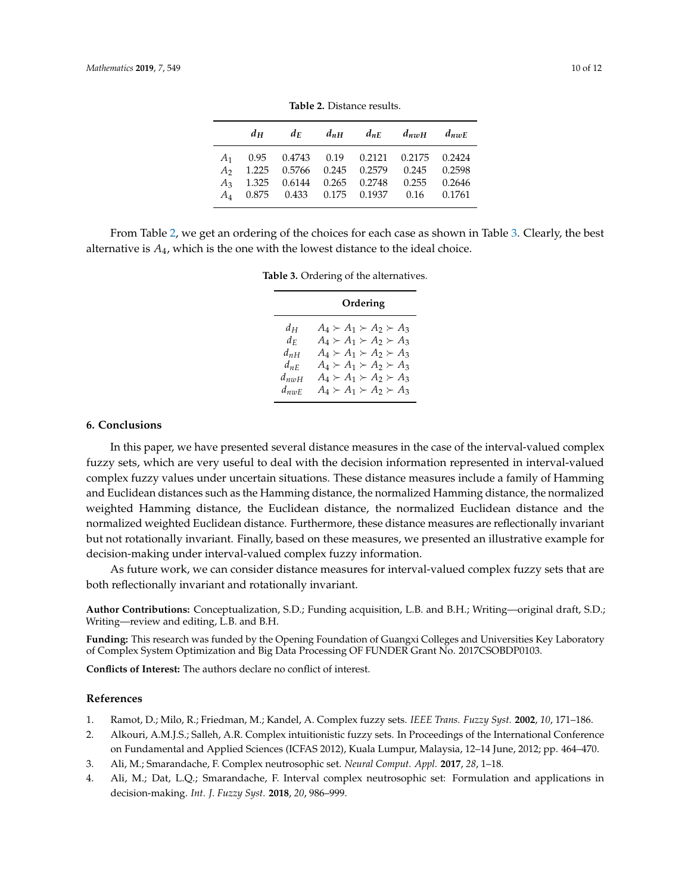**Table 2.** Distance results.

| | $d_H$ | $d_E$ | $d_{nH}$ | $d_{nE}$ | $d_{nwH}$ | $d_{nwE}$ |
|---|---|---|---|---|---|---|
| $A_1$ | 0.95 | 0.4743 | 0.19 | 0.2121 | 0.2175 | 0.2424 |
| $A_2$ | 1.225 | 0.5766 | 0.245 | 0.2579 | 0.245 | 0.2598 |
| $A_3$ | 1.325 | 0.6144 | 0.265 | 0.2748 | 0.255 | 0.2646 |
| $A_4$ | 0.875 | 0.433 | 0.175 | 0.1937 | 0.16 | 0.1761 |

From Table 2, we get an ordering of the choices for each case as shown in Table 3. Clearly, the best alternative is $A_4$, which is the one with the lowest distance to the ideal choice.

**Table 3.** Ordering of the alternatives.

| | Ordering |
|---|---|
| $d_H$ | $A_4 \succ A_1 \succ A_2 \succ A_3$ |
| $d_E$ | $A_4 \succ A_1 \succ A_2 \succ A_3$ |
| $d_{nH}$ | $A_4 \succ A_1 \succ A_2 \succ A_3$ |
| $d_{nE}$ | $A_4 \succ A_1 \succ A_2 \succ A_3$ |
| $d_{nwH}$ | $A_4 \succ A_1 \succ A_2 \succ A_3$ |
| $d_{nwE}$ | $A_4 \succ A_1 \succ A_2 \succ A_3$ |

## 6. Conclusions

In this paper, we have presented several distance measures in the case of the interval-valued complex fuzzy sets, which are very useful to deal with the decision information represented in interval-valued complex fuzzy values under uncertain situations. These distance measures include a family of Hamming and Euclidean distances such as the Hamming distance, the normalized Hamming distance, the normalized weighted Hamming distance, the Euclidean distance, the normalized Euclidean distance and the normalized weighted Euclidean distance. Furthermore, these distance measures are reflectionally invariant but not rotationally invariant. Finally, based on these measures, we presented an illustrative example for decision-making under interval-valued complex fuzzy information.

As future work, we can consider distance measures for interval-valued complex fuzzy sets that are both reflectionally invariant and rotationally invariant.

**Author Contributions:** Conceptualization, S.D.; Funding acquisition, L.B. and B.H.; Writing—original draft, S.D.; Writing—review and editing, L.B. and B.H.

**Funding:** This research was funded by the Opening Foundation of Guangxi Colleges and Universities Key Laboratory of Complex System Optimization and Big Data Processing OF FUNDER Grant No. 2017CSOBDP0103.

**Conflicts of Interest:** The authors declare no conflict of interest.

## References

1. Ramot, D.; Milo, R.; Friedman, M.; Kandel, A. Complex fuzzy sets. *IEEE Trans. Fuzzy Syst.* **2002**, *10*, 171–186.
2. Alkouri, A.M.J.S.; Salleh, A.R. Complex intuitionistic fuzzy sets. In Proceedings of the International Conference on Fundamental and Applied Sciences (ICFAS 2012), Kuala Lumpur, Malaysia, 12–14 June, 2012; pp. 464–470.
3. Ali, M.; Smarandache, F. Complex neutrosophic set. *Neural Comput. Appl.* **2017**, *28*, 1–18.
4. Ali, M.; Dat, L.Q.; Smarandache, F. Interval complex neutrosophic set: Formulation and applications in decision-making. *Int. J. Fuzzy Syst.* **2018**, *20*, 986–999.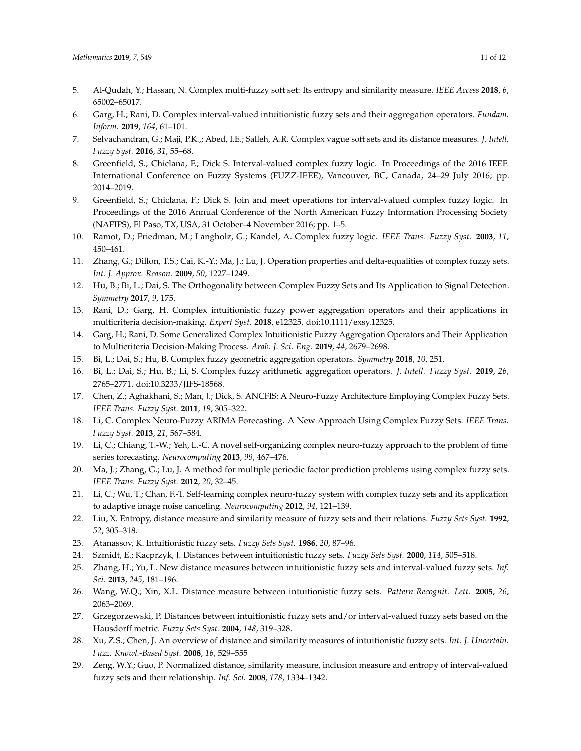5. Al-Qudah, Y.; Hassan, N. Complex multi-fuzzy soft set: Its entropy and similarity measure. *IEEE Access* **2018**, *6*, 65002–65017.
6. Garg, H.; Rani, D. Complex interval-valued intuitionistic fuzzy sets and their aggregation operators. *Fundam. Inform.* **2019**, *164*, 61–101.
7. Selvachandran, G.; Maji, P.K.,; Abed, I.E.; Salleh, A.R. Complex vague soft sets and its distance measures. *J. Intell. Fuzzy Syst.* **2016**, *31*, 55–68.
8. Greenfield, S.; Chiclana, F.; Dick S. Interval-valued complex fuzzy logic. In Proceedings of the 2016 IEEE International Conference on Fuzzy Systems (FUZZ-IEEE), Vancouver, BC, Canada, 24–29 July 2016; pp. 2014–2019.
9. Greenfield, S.; Chiclana, F.; Dick S. Join and meet operations for interval-valued complex fuzzy logic. In Proceedings of the 2016 Annual Conference of the North American Fuzzy Information Processing Society (NAFIPS), El Paso, TX, USA, 31 October–4 November 2016; pp. 1–5.
10. Ramot, D.; Friedman, M.; Langholz, G.; Kandel, A. Complex fuzzy logic. *IEEE Trans. Fuzzy Syst.* **2003**, *11*, 450–461.
11. Zhang, G.; Dillon, T.S.; Cai, K.-Y.; Ma, J.; Lu, J. Operation properties and delta-equalities of complex fuzzy sets. *Int. J. Approx. Reason.* **2009**, *50*, 1227–1249.
12. Hu, B.; Bi, L.; Dai, S. The Orthogonality between Complex Fuzzy Sets and Its Application to Signal Detection. *Symmetry* **2017**, *9*, 175.
13. Rani, D.; Garg, H. Complex intuitionistic fuzzy power aggregation operators and their applications in multicriteria decision-making. *Expert Syst.* **2018**, e12325. doi:10.1111/exsy.12325.
14. Garg, H.; Rani, D. Some Generalized Complex Intuitionistic Fuzzy Aggregation Operators and Their Application to Multicriteria Decision-Making Process. *Arab. J. Sci. Eng.* **2019**, *44*, 2679–2698.
15. Bi, L.; Dai, S.; Hu, B. Complex fuzzy geometric aggregation operators. *Symmetry* **2018**, *10*, 251.
16. Bi, L.; Dai, S.; Hu, B.; Li, S. Complex fuzzy arithmetic aggregation operators. *J. Intell. Fuzzy Syst.* **2019**, *26*, 2765–2771. doi:10.3233/JIFS-18568.
17. Chen, Z.; Aghakhani, S.; Man, J.; Dick, S. ANCFIS: A Neuro-Fuzzy Architecture Employing Complex Fuzzy Sets. *IEEE Trans. Fuzzy Syst.* **2011**, *19*, 305–322.
18. Li, C. Complex Neuro-Fuzzy ARIMA Forecasting. A New Approach Using Complex Fuzzy Sets. *IEEE Trans. Fuzzy Syst.* **2013**, *21*, 567–584.
19. Li, C.; Chiang, T.-W.; Yeh, L.-C. A novel self-organizing complex neuro-fuzzy approach to the problem of time series forecasting. *Neurocomputing* **2013**, *99*, 467–476.
20. Ma, J.; Zhang, G.; Lu, J. A method for multiple periodic factor prediction problems using complex fuzzy sets. *IEEE Trans. Fuzzy Syst.* **2012**, *20*, 32–45.
21. Li, C.; Wu, T.; Chan, F.-T. Self-learning complex neuro-fuzzy system with complex fuzzy sets and its application to adaptive image noise canceling. *Neurocomputing* **2012**, *94*, 121–139.
22. Liu, X. Entropy, distance measure and similarity measure of fuzzy sets and their relations. *Fuzzy Sets Syst.* **1992**, *52*, 305–318.
23. Atanassov, K. Intuitionistic fuzzy sets. *Fuzzy Sets Syst.* **1986**, *20*, 87–96.
24. Szmidt, E.; Kacprzyk, J. Distances between intuitionistic fuzzy sets. *Fuzzy Sets Syst.* **2000**, *114*, 505–518.
25. Zhang, H.; Yu, L. New distance measures between intuitionistic fuzzy sets and interval-valued fuzzy sets. *Inf. Sci.* **2013**, *245*, 181–196.
26. Wang, W.Q.; Xin, X.L. Distance measure between intuitionistic fuzzy sets. *Pattern Recognit. Lett.* **2005**, *26*, 2063–2069.
27. Grzegorzewski, P. Distances between intuitionistic fuzzy sets and/or interval-valued fuzzy sets based on the Hausdorff metric. *Fuzzy Sets Syst.* **2004**, *148*, 319–328.
28. Xu, Z.S.; Chen, J. An overview of distance and similarity measures of intuitionistic fuzzy sets. *Int. J. Uncertain. Fuzz. Knowl.-Based Syst.* **2008**, *16*, 529–555
29. Zeng, W.Y.; Guo, P. Normalized distance, similarity measure, inclusion measure and entropy of interval-valued fuzzy sets and their relationship. *Inf. Sci.* **2008**, *178*, 1334–1342.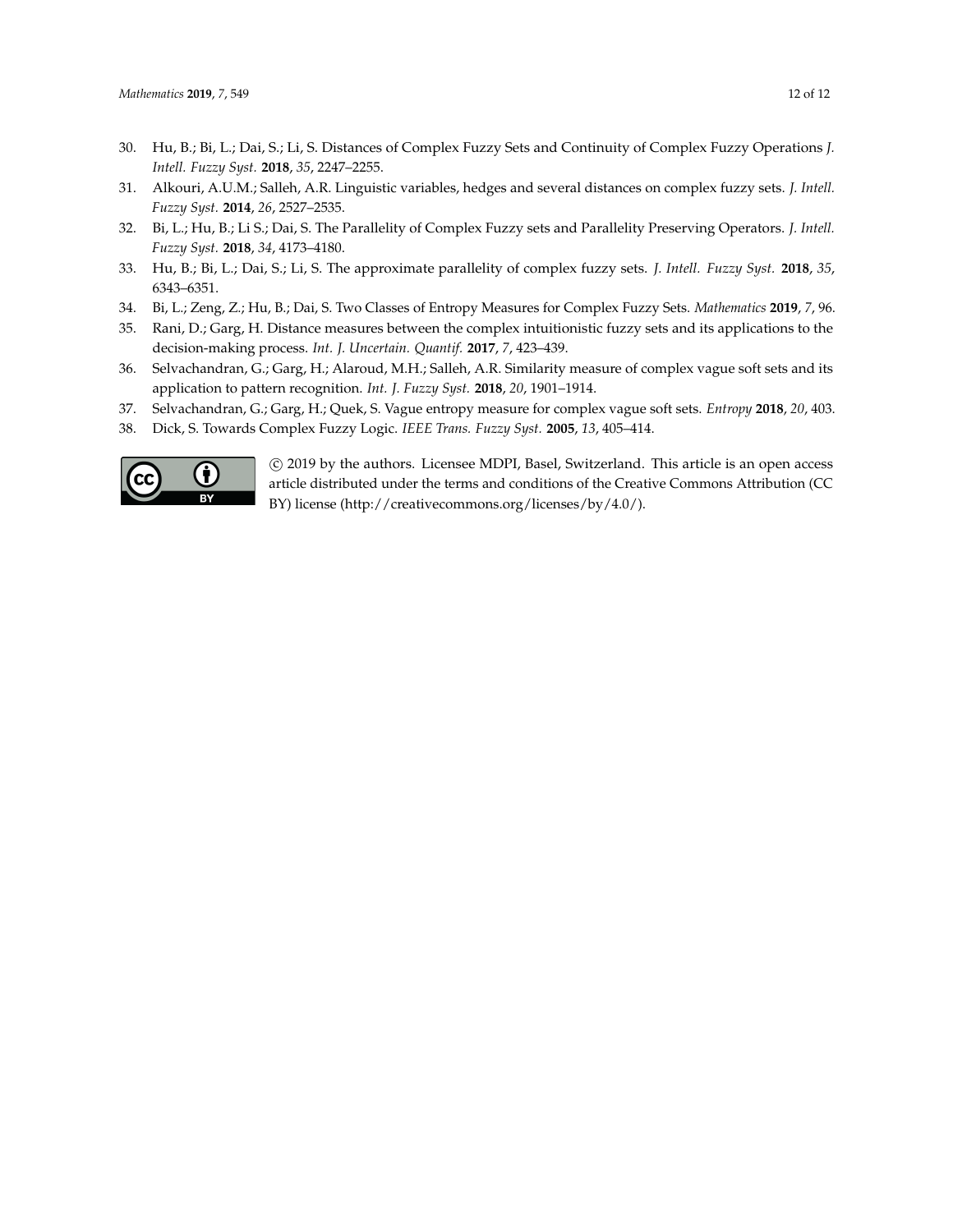30. Hu, B.; Bi, L.; Dai, S.; Li, S. Distances of Complex Fuzzy Sets and Continuity of Complex Fuzzy Operations *J. Intell. Fuzzy Syst.* **2018**, *35*, 2247–2255.
31. Alkouri, A.U.M.; Salleh, A.R. Linguistic variables, hedges and several distances on complex fuzzy sets. *J. Intell. Fuzzy Syst.* **2014**, *26*, 2527–2535.
32. Bi, L.; Hu, B.; Li S.; Dai, S. The Parallelity of Complex Fuzzy sets and Parallelity Preserving Operators. *J. Intell. Fuzzy Syst.* **2018**, *34*, 4173–4180.
33. Hu, B.; Bi, L.; Dai, S.; Li, S. The approximate parallelity of complex fuzzy sets. *J. Intell. Fuzzy Syst.* **2018**, *35*, 6343–6351.
34. Bi, L.; Zeng, Z.; Hu, B.; Dai, S. Two Classes of Entropy Measures for Complex Fuzzy Sets. *Mathematics* **2019**, *7*, 96.
35. Rani, D.; Garg, H. Distance measures between the complex intuitionistic fuzzy sets and its applications to the decision-making process. *Int. J. Uncertain. Quantif.* **2017**, *7*, 423–439.
36. Selvachandran, G.; Garg, H.; Alaroud, M.H.; Salleh, A.R. Similarity measure of complex vague soft sets and its application to pattern recognition. *Int. J. Fuzzy Syst.* **2018**, *20*, 1901–1914.
37. Selvachandran, G.; Garg, H.; Quek, S. Vague entropy measure for complex vague soft sets. *Entropy* **2018**, *20*, 403.
38. Dick, S. Towards Complex Fuzzy Logic. *IEEE Trans. Fuzzy Syst.* **2005**, *13*, 405–414.

© 2019 by the authors. Licensee MDPI, Basel, Switzerland. This article is an open access article distributed under the terms and conditions of the Creative Commons Attribution (CC BY) license (http://creativecommons.org/licenses/by/4.0/).